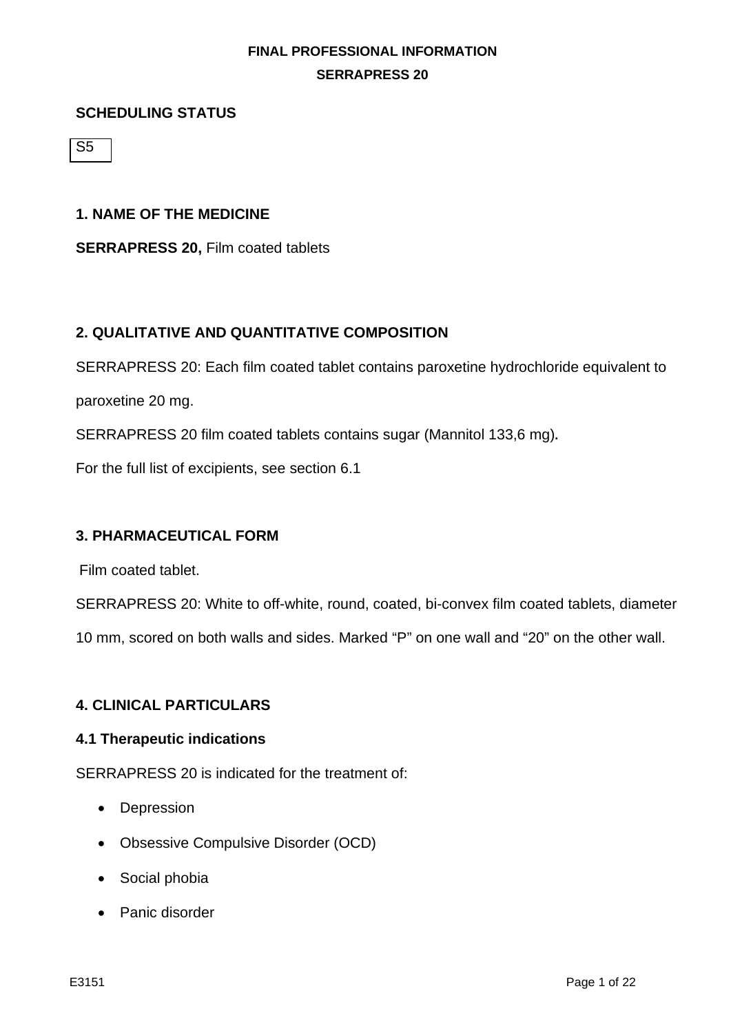**FINAL PROFESSIONAL INFORMATION**

**SERRAPRESS 20**

**SCHEDULING STATUS**

| S5 |
|---|

## 1. NAME OF THE MEDICINE

**SERRAPRESS 20,** Film coated tablets

## 2. QUALITATIVE AND QUANTITATIVE COMPOSITION

SERRAPRESS 20: Each film coated tablet contains paroxetine hydrochloride equivalent to paroxetine 20 mg.

SERRAPRESS 20 film coated tablets contains sugar (Mannitol 133,6 mg).

For the full list of excipients, see section 6.1

## 3. PHARMACEUTICAL FORM

Film coated tablet.

SERRAPRESS 20: White to off-white, round, coated, bi-convex film coated tablets, diameter 10 mm, scored on both walls and sides. Marked "P" on one wall and "20" on the other wall.

## 4. CLINICAL PARTICULARS

### 4.1 Therapeutic indications

SERRAPRESS 20 is indicated for the treatment of:

- Depression
- Obsessive Compulsive Disorder (OCD)
- Social phobia
- Panic disorder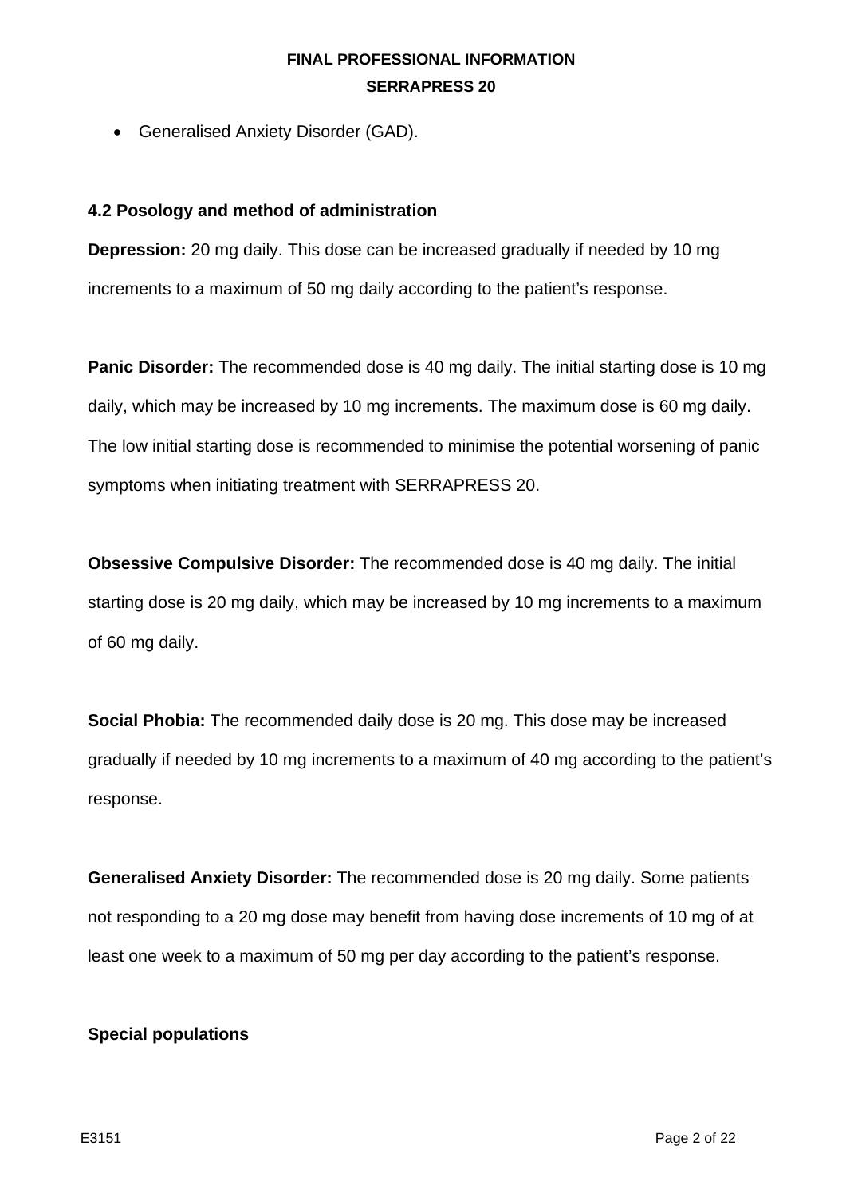- Generalised Anxiety Disorder (GAD).

### 4.2 Posology and method of administration

**Depression:** 20 mg daily. This dose can be increased gradually if needed by 10 mg increments to a maximum of 50 mg daily according to the patient's response.

**Panic Disorder:** The recommended dose is 40 mg daily. The initial starting dose is 10 mg daily, which may be increased by 10 mg increments. The maximum dose is 60 mg daily. The low initial starting dose is recommended to minimise the potential worsening of panic symptoms when initiating treatment with SERRAPRESS 20.

**Obsessive Compulsive Disorder:** The recommended dose is 40 mg daily. The initial starting dose is 20 mg daily, which may be increased by 10 mg increments to a maximum of 60 mg daily.

**Social Phobia:** The recommended daily dose is 20 mg. This dose may be increased gradually if needed by 10 mg increments to a maximum of 40 mg according to the patient's response.

**Generalised Anxiety Disorder:** The recommended dose is 20 mg daily. Some patients not responding to a 20 mg dose may benefit from having dose increments of 10 mg of at least one week to a maximum of 50 mg per day according to the patient's response.

**Special populations**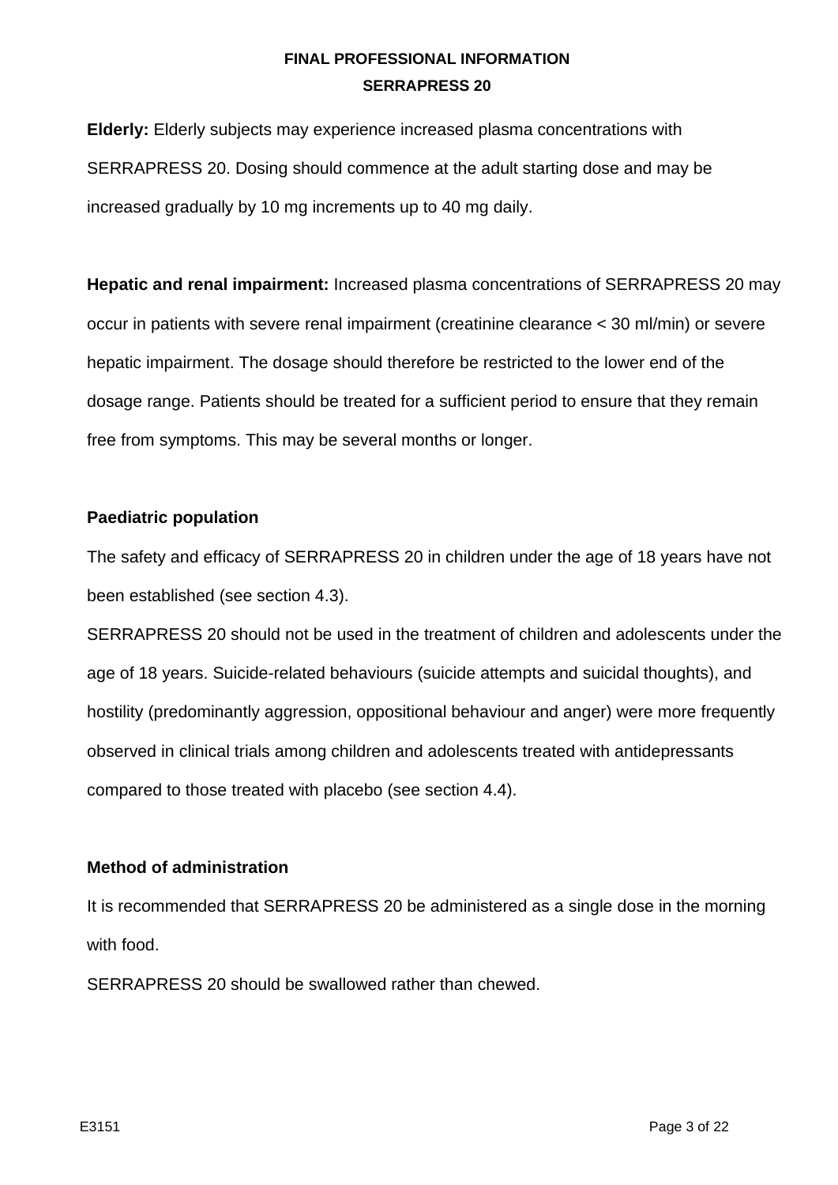**Elderly:** Elderly subjects may experience increased plasma concentrations with SERRAPRESS 20. Dosing should commence at the adult starting dose and may be increased gradually by 10 mg increments up to 40 mg daily.

**Hepatic and renal impairment:** Increased plasma concentrations of SERRAPRESS 20 may occur in patients with severe renal impairment (creatinine clearance < 30 ml/min) or severe hepatic impairment. The dosage should therefore be restricted to the lower end of the dosage range. Patients should be treated for a sufficient period to ensure that they remain free from symptoms. This may be several months or longer.

**Paediatric population**

The safety and efficacy of SERRAPRESS 20 in children under the age of 18 years have not been established (see section 4.3).

SERRAPRESS 20 should not be used in the treatment of children and adolescents under the age of 18 years. Suicide-related behaviours (suicide attempts and suicidal thoughts), and hostility (predominantly aggression, oppositional behaviour and anger) were more frequently observed in clinical trials among children and adolescents treated with antidepressants compared to those treated with placebo (see section 4.4).

**Method of administration**

It is recommended that SERRAPRESS 20 be administered as a single dose in the morning with food.

SERRAPRESS 20 should be swallowed rather than chewed.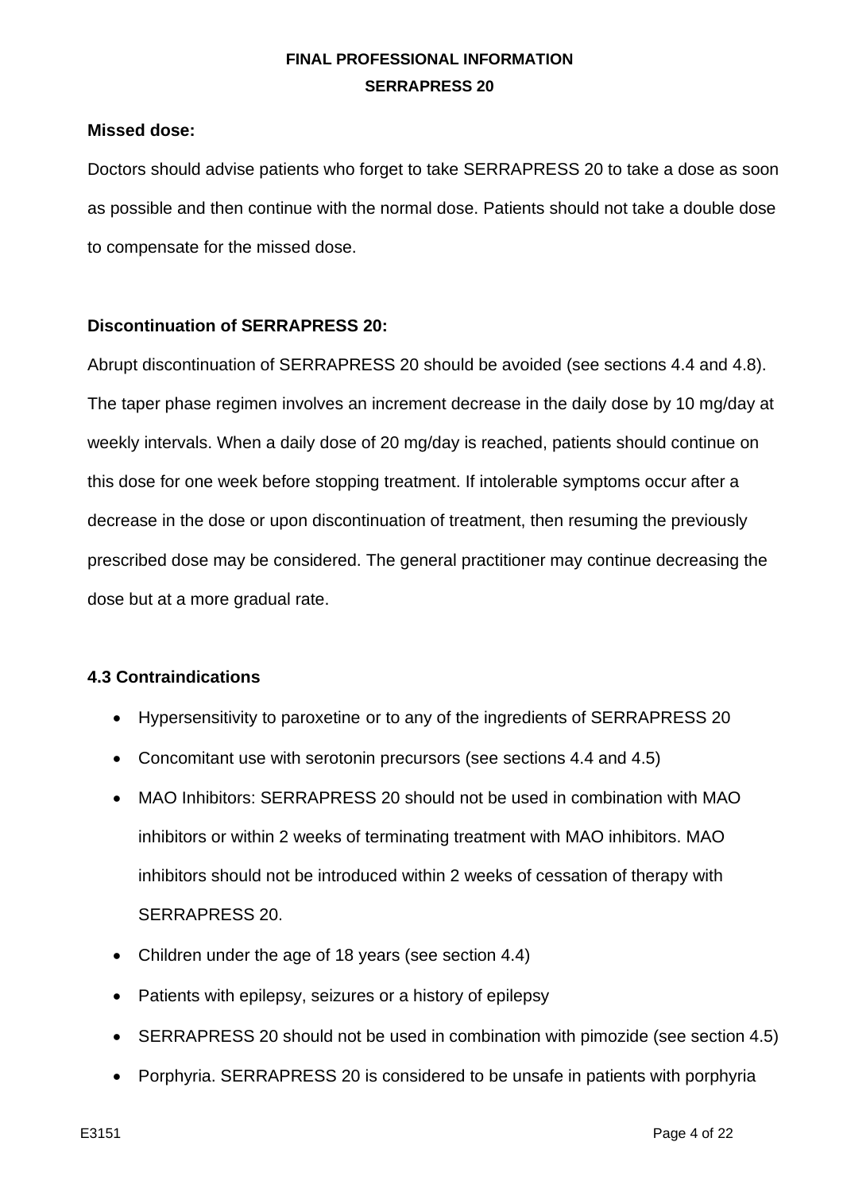**Missed dose:**

Doctors should advise patients who forget to take SERRAPRESS 20 to take a dose as soon as possible and then continue with the normal dose. Patients should not take a double dose to compensate for the missed dose.

**Discontinuation of SERRAPRESS 20:**

Abrupt discontinuation of SERRAPRESS 20 should be avoided (see sections 4.4 and 4.8). The taper phase regimen involves an increment decrease in the daily dose by 10 mg/day at weekly intervals. When a daily dose of 20 mg/day is reached, patients should continue on this dose for one week before stopping treatment. If intolerable symptoms occur after a decrease in the dose or upon discontinuation of treatment, then resuming the previously prescribed dose may be considered. The general practitioner may continue decreasing the dose but at a more gradual rate.

**4.3 Contraindications**

- Hypersensitivity to paroxetine or to any of the ingredients of SERRAPRESS 20
- Concomitant use with serotonin precursors (see sections 4.4 and 4.5)
- MAO Inhibitors: SERRAPRESS 20 should not be used in combination with MAO inhibitors or within 2 weeks of terminating treatment with MAO inhibitors. MAO inhibitors should not be introduced within 2 weeks of cessation of therapy with SERRAPRESS 20.
- Children under the age of 18 years (see section 4.4)
- Patients with epilepsy, seizures or a history of epilepsy
- SERRAPRESS 20 should not be used in combination with pimozide (see section 4.5)
- Porphyria. SERRAPRESS 20 is considered to be unsafe in patients with porphyria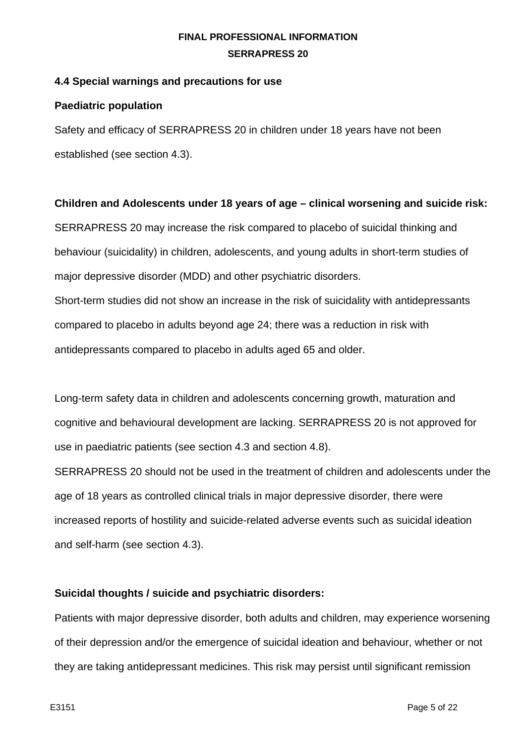## 4.4 Special warnings and precautions for use

**Paediatric population**

Safety and efficacy of SERRAPRESS 20 in children under 18 years have not been established (see section 4.3).

**Children and Adolescents under 18 years of age – clinical worsening and suicide risk:**

SERRAPRESS 20 may increase the risk compared to placebo of suicidal thinking and behaviour (suicidality) in children, adolescents, and young adults in short-term studies of major depressive disorder (MDD) and other psychiatric disorders.

Short-term studies did not show an increase in the risk of suicidality with antidepressants compared to placebo in adults beyond age 24; there was a reduction in risk with antidepressants compared to placebo in adults aged 65 and older.

Long-term safety data in children and adolescents concerning growth, maturation and cognitive and behavioural development are lacking. SERRAPRESS 20 is not approved for use in paediatric patients (see section 4.3 and section 4.8).

SERRAPRESS 20 should not be used in the treatment of children and adolescents under the age of 18 years as controlled clinical trials in major depressive disorder, there were increased reports of hostility and suicide-related adverse events such as suicidal ideation and self-harm (see section 4.3).

**Suicidal thoughts / suicide and psychiatric disorders:**

Patients with major depressive disorder, both adults and children, may experience worsening of their depression and/or the emergence of suicidal ideation and behaviour, whether or not they are taking antidepressant medicines. This risk may persist until significant remission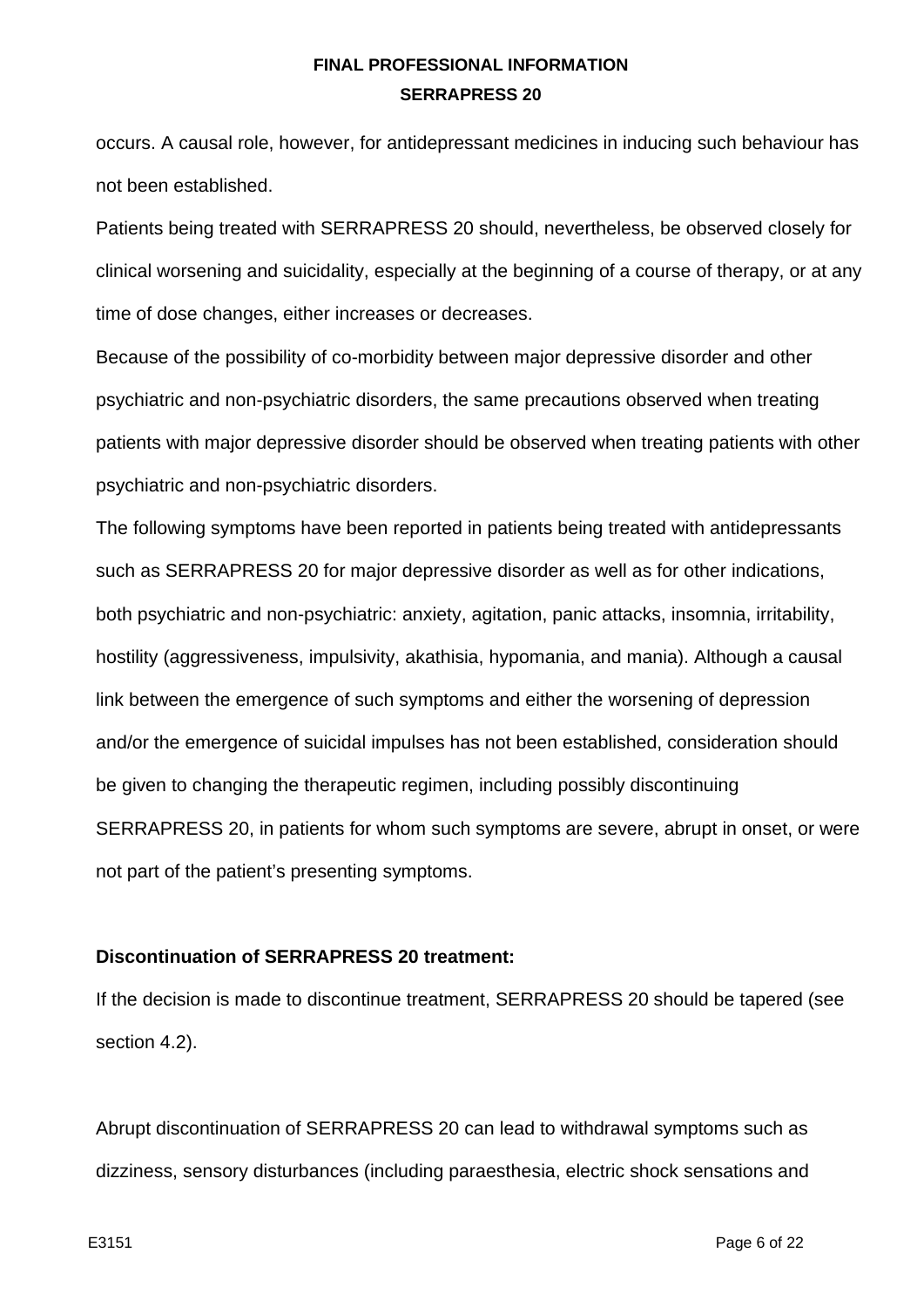occurs. A causal role, however, for antidepressant medicines in inducing such behaviour has not been established.

Patients being treated with SERRAPRESS 20 should, nevertheless, be observed closely for clinical worsening and suicidality, especially at the beginning of a course of therapy, or at any time of dose changes, either increases or decreases.

Because of the possibility of co-morbidity between major depressive disorder and other psychiatric and non-psychiatric disorders, the same precautions observed when treating patients with major depressive disorder should be observed when treating patients with other psychiatric and non-psychiatric disorders.

The following symptoms have been reported in patients being treated with antidepressants such as SERRAPRESS 20 for major depressive disorder as well as for other indications, both psychiatric and non-psychiatric: anxiety, agitation, panic attacks, insomnia, irritability, hostility (aggressiveness, impulsivity, akathisia, hypomania, and mania). Although a causal link between the emergence of such symptoms and either the worsening of depression and/or the emergence of suicidal impulses has not been established, consideration should be given to changing the therapeutic regimen, including possibly discontinuing SERRAPRESS 20, in patients for whom such symptoms are severe, abrupt in onset, or were not part of the patient's presenting symptoms.

**Discontinuation of SERRAPRESS 20 treatment:**

If the decision is made to discontinue treatment, SERRAPRESS 20 should be tapered (see section 4.2).

Abrupt discontinuation of SERRAPRESS 20 can lead to withdrawal symptoms such as dizziness, sensory disturbances (including paraesthesia, electric shock sensations and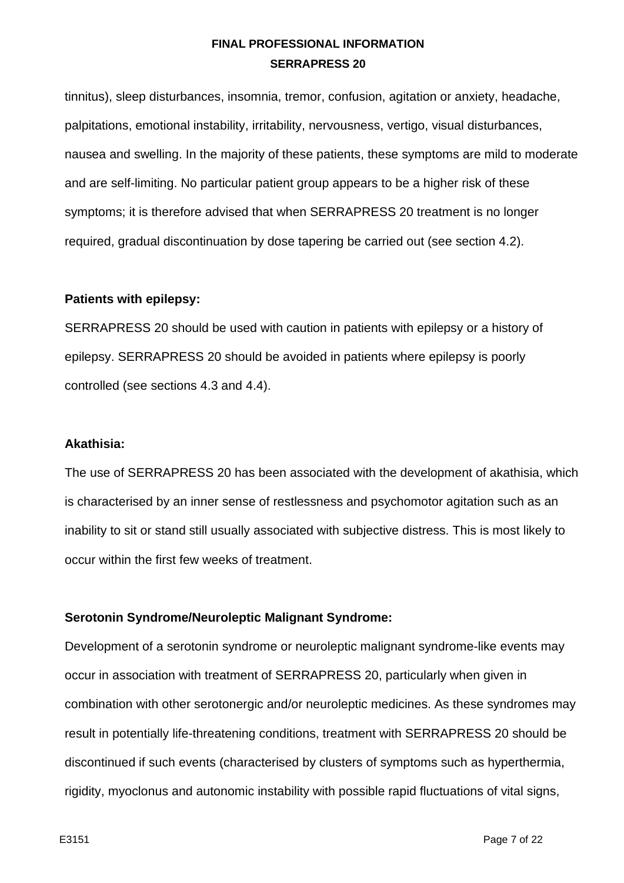tinnitus), sleep disturbances, insomnia, tremor, confusion, agitation or anxiety, headache, palpitations, emotional instability, irritability, nervousness, vertigo, visual disturbances, nausea and swelling. In the majority of these patients, these symptoms are mild to moderate and are self-limiting. No particular patient group appears to be a higher risk of these symptoms; it is therefore advised that when SERRAPRESS 20 treatment is no longer required, gradual discontinuation by dose tapering be carried out (see section 4.2).

**Patients with epilepsy:**

SERRAPRESS 20 should be used with caution in patients with epilepsy or a history of epilepsy. SERRAPRESS 20 should be avoided in patients where epilepsy is poorly controlled (see sections 4.3 and 4.4).

**Akathisia:**

The use of SERRAPRESS 20 has been associated with the development of akathisia, which is characterised by an inner sense of restlessness and psychomotor agitation such as an inability to sit or stand still usually associated with subjective distress. This is most likely to occur within the first few weeks of treatment.

**Serotonin Syndrome/Neuroleptic Malignant Syndrome:**

Development of a serotonin syndrome or neuroleptic malignant syndrome-like events may occur in association with treatment of SERRAPRESS 20, particularly when given in combination with other serotonergic and/or neuroleptic medicines. As these syndromes may result in potentially life-threatening conditions, treatment with SERRAPRESS 20 should be discontinued if such events (characterised by clusters of symptoms such as hyperthermia, rigidity, myoclonus and autonomic instability with possible rapid fluctuations of vital signs,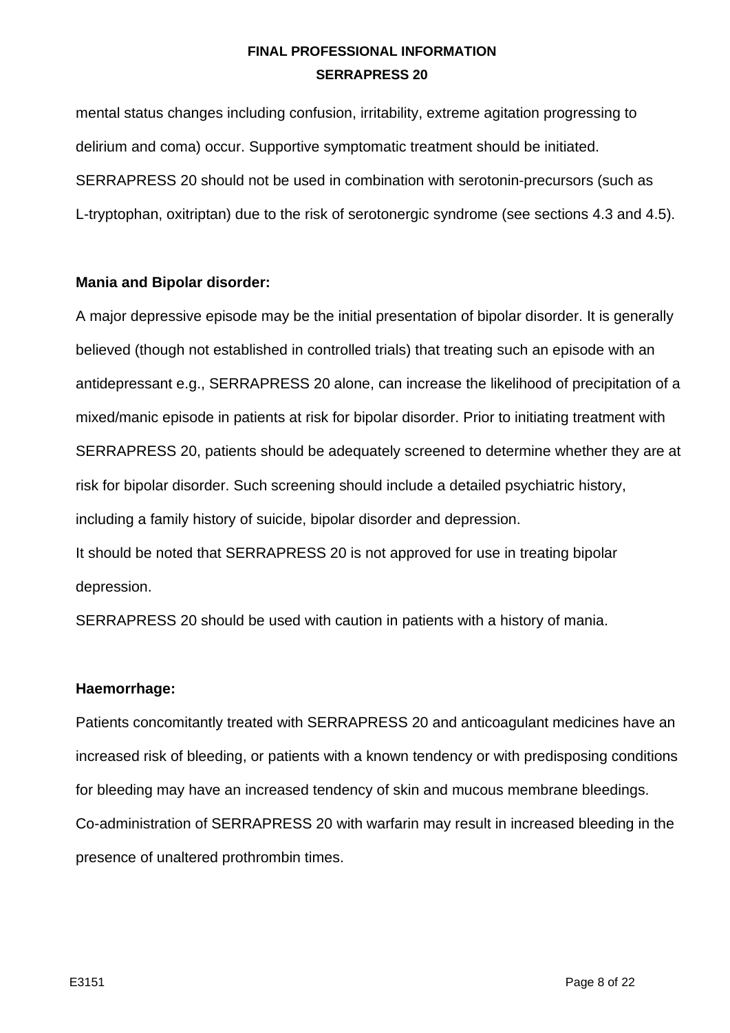mental status changes including confusion, irritability, extreme agitation progressing to delirium and coma) occur. Supportive symptomatic treatment should be initiated. SERRAPRESS 20 should not be used in combination with serotonin-precursors (such as L-tryptophan, oxitriptan) due to the risk of serotonergic syndrome (see sections 4.3 and 4.5).

**Mania and Bipolar disorder:**

A major depressive episode may be the initial presentation of bipolar disorder. It is generally believed (though not established in controlled trials) that treating such an episode with an antidepressant e.g., SERRAPRESS 20 alone, can increase the likelihood of precipitation of a mixed/manic episode in patients at risk for bipolar disorder. Prior to initiating treatment with SERRAPRESS 20, patients should be adequately screened to determine whether they are at risk for bipolar disorder. Such screening should include a detailed psychiatric history, including a family history of suicide, bipolar disorder and depression.

It should be noted that SERRAPRESS 20 is not approved for use in treating bipolar depression.

SERRAPRESS 20 should be used with caution in patients with a history of mania.

**Haemorrhage:**

Patients concomitantly treated with SERRAPRESS 20 and anticoagulant medicines have an increased risk of bleeding, or patients with a known tendency or with predisposing conditions for bleeding may have an increased tendency of skin and mucous membrane bleedings. Co-administration of SERRAPRESS 20 with warfarin may result in increased bleeding in the presence of unaltered prothrombin times.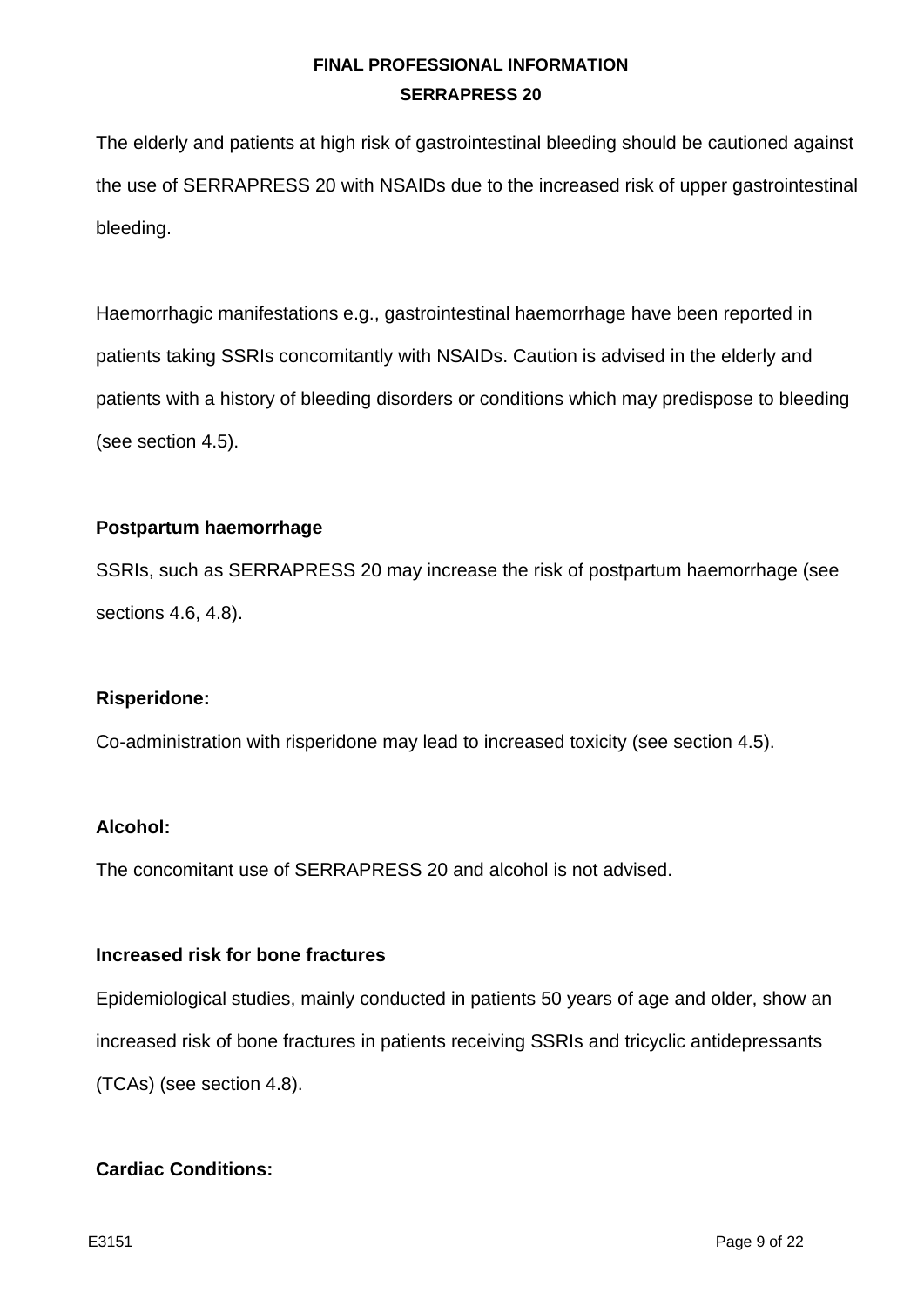The elderly and patients at high risk of gastrointestinal bleeding should be cautioned against the use of SERRAPRESS 20 with NSAIDs due to the increased risk of upper gastrointestinal bleeding.

Haemorrhagic manifestations e.g., gastrointestinal haemorrhage have been reported in patients taking SSRIs concomitantly with NSAIDs. Caution is advised in the elderly and patients with a history of bleeding disorders or conditions which may predispose to bleeding (see section 4.5).

**Postpartum haemorrhage**

SSRIs, such as SERRAPRESS 20 may increase the risk of postpartum haemorrhage (see sections 4.6, 4.8).

**Risperidone:**

Co-administration with risperidone may lead to increased toxicity (see section 4.5).

**Alcohol:**

The concomitant use of SERRAPRESS 20 and alcohol is not advised.

**Increased risk for bone fractures**

Epidemiological studies, mainly conducted in patients 50 years of age and older, show an increased risk of bone fractures in patients receiving SSRIs and tricyclic antidepressants (TCAs) (see section 4.8).

**Cardiac Conditions:**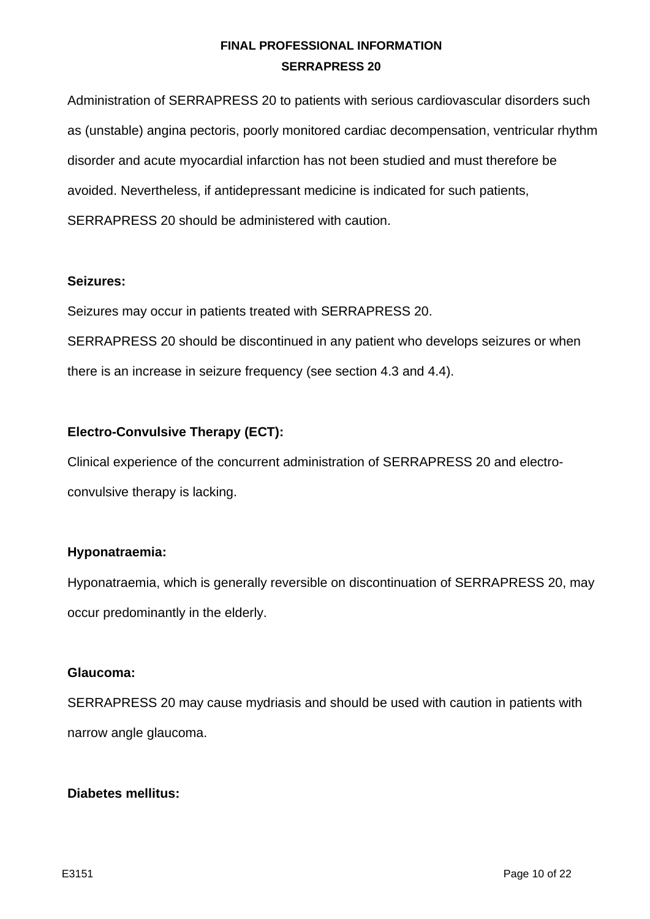Administration of SERRAPRESS 20 to patients with serious cardiovascular disorders such as (unstable) angina pectoris, poorly monitored cardiac decompensation, ventricular rhythm disorder and acute myocardial infarction has not been studied and must therefore be avoided. Nevertheless, if antidepressant medicine is indicated for such patients, SERRAPRESS 20 should be administered with caution.

**Seizures:**

Seizures may occur in patients treated with SERRAPRESS 20.

SERRAPRESS 20 should be discontinued in any patient who develops seizures or when there is an increase in seizure frequency (see section 4.3 and 4.4).

**Electro-Convulsive Therapy (ECT):**

Clinical experience of the concurrent administration of SERRAPRESS 20 and electro-convulsive therapy is lacking.

**Hyponatraemia:**

Hyponatraemia, which is generally reversible on discontinuation of SERRAPRESS 20, may occur predominantly in the elderly.

**Glaucoma:**

SERRAPRESS 20 may cause mydriasis and should be used with caution in patients with narrow angle glaucoma.

**Diabetes mellitus:**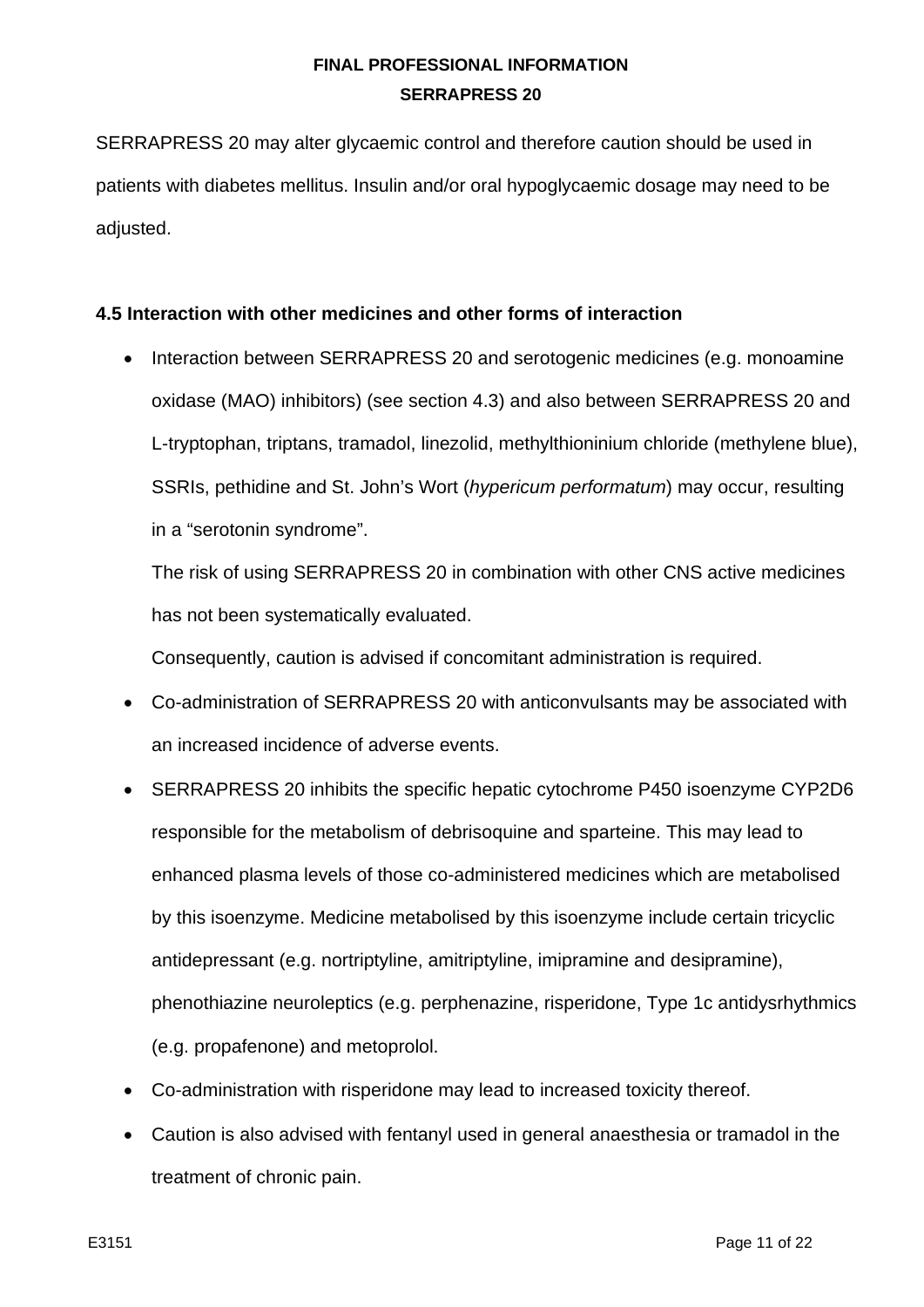SERRAPRESS 20 may alter glycaemic control and therefore caution should be used in patients with diabetes mellitus. Insulin and/or oral hypoglycaemic dosage may need to be adjusted.

**4.5 Interaction with other medicines and other forms of interaction**

- Interaction between SERRAPRESS 20 and serotogenic medicines (e.g. monoamine oxidase (MAO) inhibitors) (see section 4.3) and also between SERRAPRESS 20 and L-tryptophan, triptans, tramadol, linezolid, methylthioninium chloride (methylene blue), SSRIs, pethidine and St. John's Wort (*hypericum performatum*) may occur, resulting in a "serotonin syndrome".

  The risk of using SERRAPRESS 20 in combination with other CNS active medicines has not been systematically evaluated.

  Consequently, caution is advised if concomitant administration is required.
- Co-administration of SERRAPRESS 20 with anticonvulsants may be associated with an increased incidence of adverse events.
- SERRAPRESS 20 inhibits the specific hepatic cytochrome P450 isoenzyme CYP2D6 responsible for the metabolism of debrisoquine and sparteine. This may lead to enhanced plasma levels of those co-administered medicines which are metabolised by this isoenzyme. Medicine metabolised by this isoenzyme include certain tricyclic antidepressant (e.g. nortriptyline, amitriptyline, imipramine and desipramine), phenothiazine neuroleptics (e.g. perphenazine, risperidone, Type 1c antidysrhythmics (e.g. propafenone) and metoprolol.
- Co-administration with risperidone may lead to increased toxicity thereof.
- Caution is also advised with fentanyl used in general anaesthesia or tramadol in the treatment of chronic pain.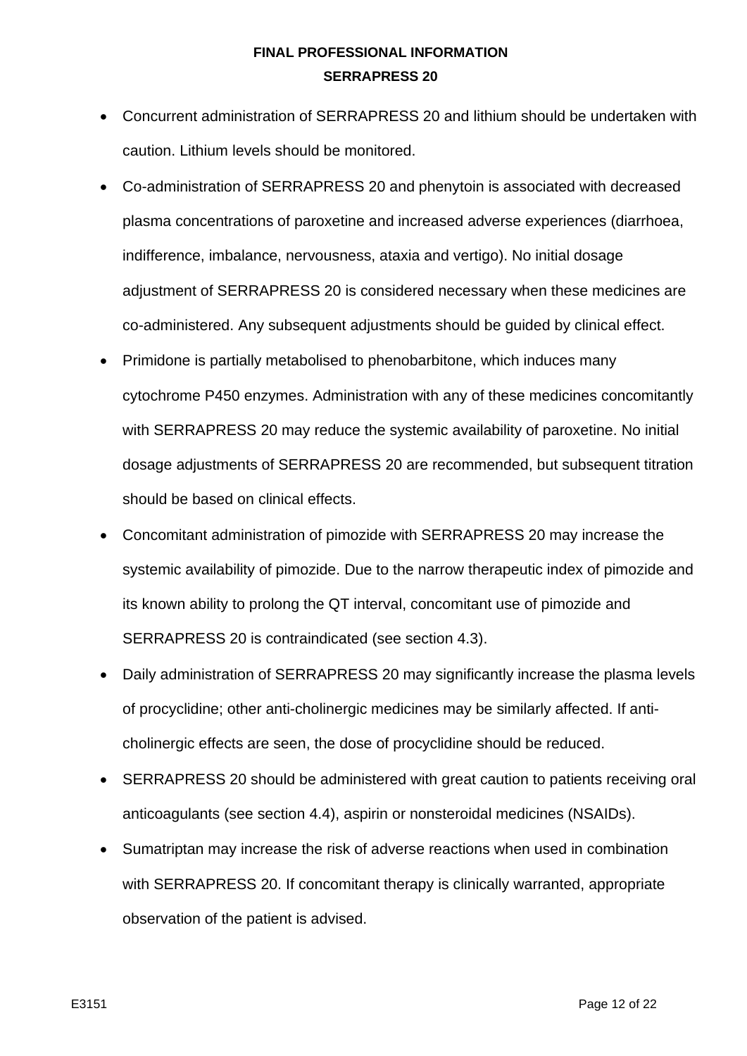- Concurrent administration of SERRAPRESS 20 and lithium should be undertaken with caution. Lithium levels should be monitored.
- Co-administration of SERRAPRESS 20 and phenytoin is associated with decreased plasma concentrations of paroxetine and increased adverse experiences (diarrhoea, indifference, imbalance, nervousness, ataxia and vertigo). No initial dosage adjustment of SERRAPRESS 20 is considered necessary when these medicines are co-administered. Any subsequent adjustments should be guided by clinical effect.
- Primidone is partially metabolised to phenobarbitone, which induces many cytochrome P450 enzymes. Administration with any of these medicines concomitantly with SERRAPRESS 20 may reduce the systemic availability of paroxetine. No initial dosage adjustments of SERRAPRESS 20 are recommended, but subsequent titration should be based on clinical effects.
- Concomitant administration of pimozide with SERRAPRESS 20 may increase the systemic availability of pimozide. Due to the narrow therapeutic index of pimozide and its known ability to prolong the QT interval, concomitant use of pimozide and SERRAPRESS 20 is contraindicated (see section 4.3).
- Daily administration of SERRAPRESS 20 may significantly increase the plasma levels of procyclidine; other anti-cholinergic medicines may be similarly affected. If anti-cholinergic effects are seen, the dose of procyclidine should be reduced.
- SERRAPRESS 20 should be administered with great caution to patients receiving oral anticoagulants (see section 4.4), aspirin or nonsteroidal medicines (NSAIDs).
- Sumatriptan may increase the risk of adverse reactions when used in combination with SERRAPRESS 20. If concomitant therapy is clinically warranted, appropriate observation of the patient is advised.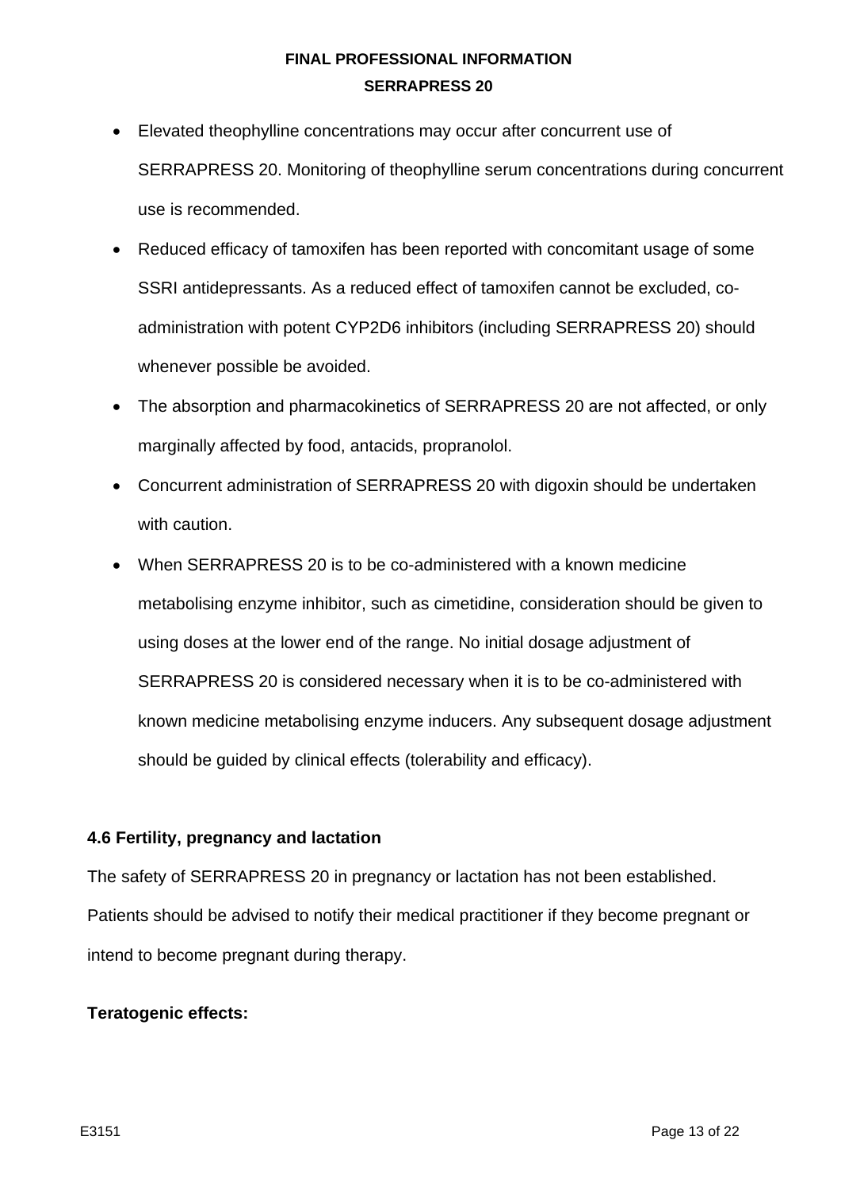- Elevated theophylline concentrations may occur after concurrent use of SERRAPRESS 20. Monitoring of theophylline serum concentrations during concurrent use is recommended.
- Reduced efficacy of tamoxifen has been reported with concomitant usage of some SSRI antidepressants. As a reduced effect of tamoxifen cannot be excluded, co-administration with potent CYP2D6 inhibitors (including SERRAPRESS 20) should whenever possible be avoided.
- The absorption and pharmacokinetics of SERRAPRESS 20 are not affected, or only marginally affected by food, antacids, propranolol.
- Concurrent administration of SERRAPRESS 20 with digoxin should be undertaken with caution.
- When SERRAPRESS 20 is to be co-administered with a known medicine metabolising enzyme inhibitor, such as cimetidine, consideration should be given to using doses at the lower end of the range. No initial dosage adjustment of SERRAPRESS 20 is considered necessary when it is to be co-administered with known medicine metabolising enzyme inducers. Any subsequent dosage adjustment should be guided by clinical effects (tolerability and efficacy).

**4.6 Fertility, pregnancy and lactation**

The safety of SERRAPRESS 20 in pregnancy or lactation has not been established. Patients should be advised to notify their medical practitioner if they become pregnant or intend to become pregnant during therapy.

**Teratogenic effects:**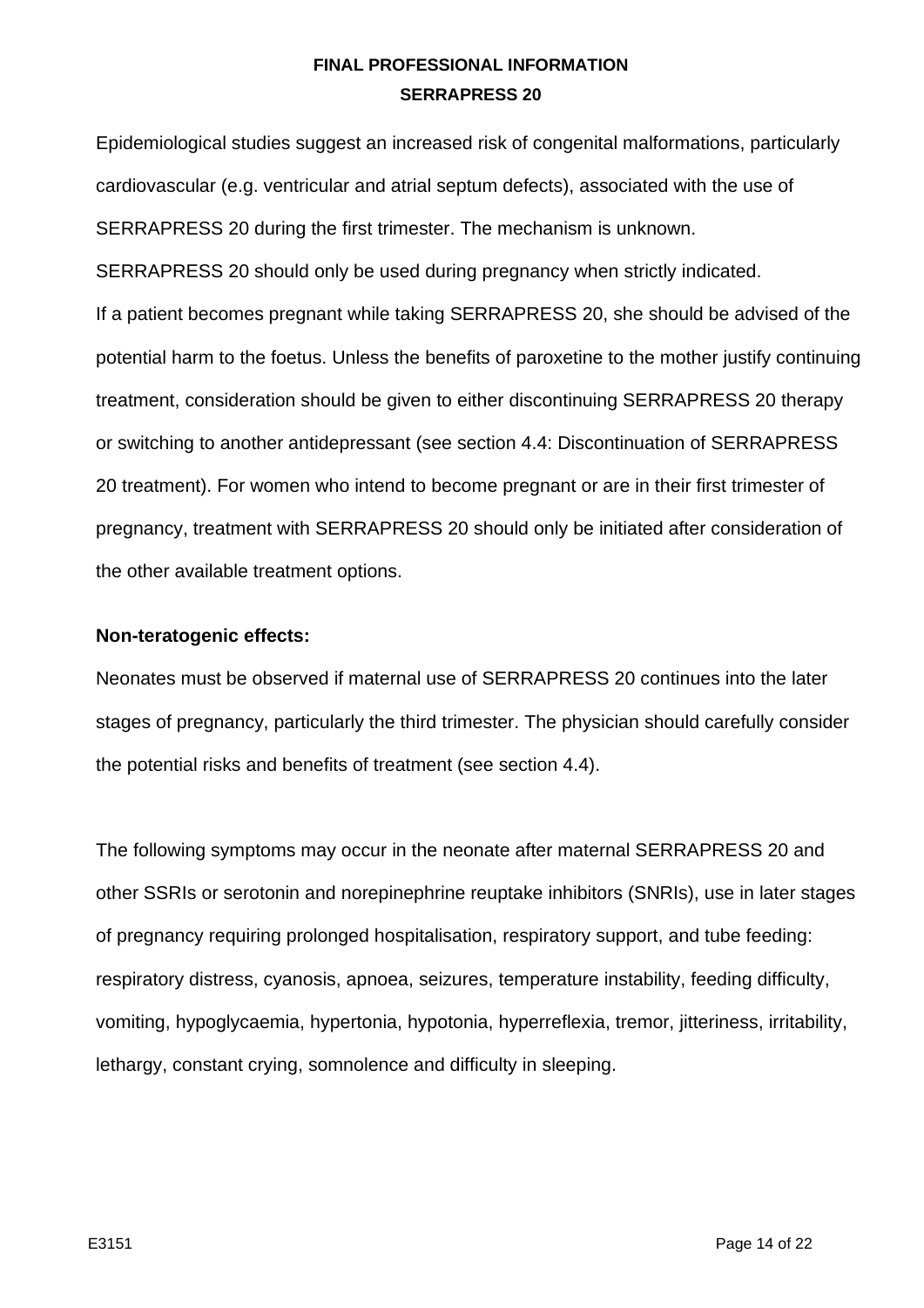Epidemiological studies suggest an increased risk of congenital malformations, particularly cardiovascular (e.g. ventricular and atrial septum defects), associated with the use of SERRAPRESS 20 during the first trimester. The mechanism is unknown.

SERRAPRESS 20 should only be used during pregnancy when strictly indicated.

If a patient becomes pregnant while taking SERRAPRESS 20, she should be advised of the potential harm to the foetus. Unless the benefits of paroxetine to the mother justify continuing treatment, consideration should be given to either discontinuing SERRAPRESS 20 therapy or switching to another antidepressant (see section 4.4: Discontinuation of SERRAPRESS 20 treatment). For women who intend to become pregnant or are in their first trimester of pregnancy, treatment with SERRAPRESS 20 should only be initiated after consideration of the other available treatment options.

**Non-teratogenic effects:**

Neonates must be observed if maternal use of SERRAPRESS 20 continues into the later stages of pregnancy, particularly the third trimester. The physician should carefully consider the potential risks and benefits of treatment (see section 4.4).

The following symptoms may occur in the neonate after maternal SERRAPRESS 20 and other SSRIs or serotonin and norepinephrine reuptake inhibitors (SNRIs), use in later stages of pregnancy requiring prolonged hospitalisation, respiratory support, and tube feeding: respiratory distress, cyanosis, apnoea, seizures, temperature instability, feeding difficulty, vomiting, hypoglycaemia, hypertonia, hypotonia, hyperreflexia, tremor, jitteriness, irritability, lethargy, constant crying, somnolence and difficulty in sleeping.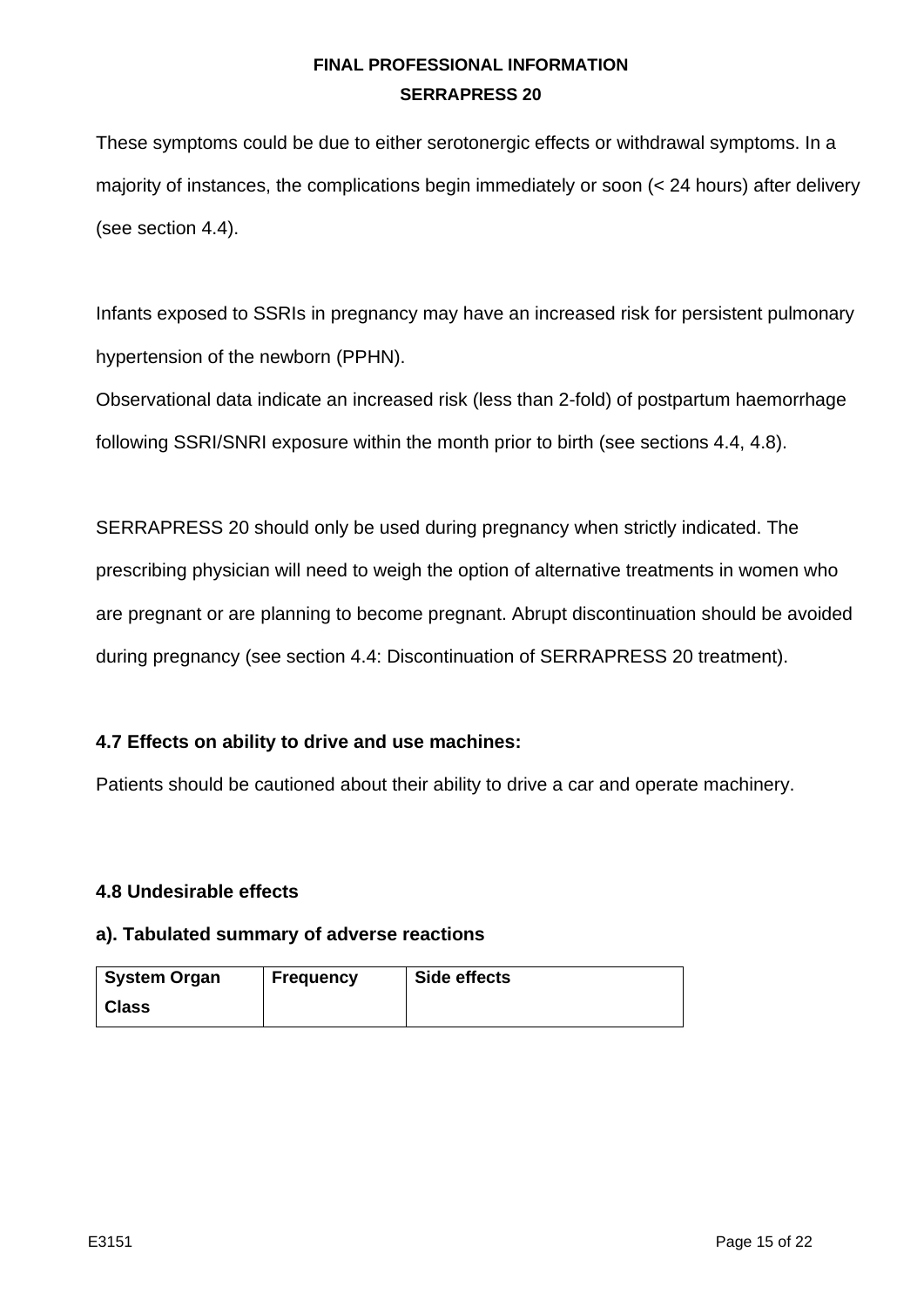These symptoms could be due to either serotonergic effects or withdrawal symptoms. In a majority of instances, the complications begin immediately or soon (< 24 hours) after delivery (see section 4.4).

Infants exposed to SSRIs in pregnancy may have an increased risk for persistent pulmonary hypertension of the newborn (PPHN).

Observational data indicate an increased risk (less than 2-fold) of postpartum haemorrhage following SSRI/SNRI exposure within the month prior to birth (see sections 4.4, 4.8).

SERRAPRESS 20 should only be used during pregnancy when strictly indicated. The prescribing physician will need to weigh the option of alternative treatments in women who are pregnant or are planning to become pregnant. Abrupt discontinuation should be avoided during pregnancy (see section 4.4: Discontinuation of SERRAPRESS 20 treatment).

**4.7 Effects on ability to drive and use machines:**

Patients should be cautioned about their ability to drive a car and operate machinery.

**4.8 Undesirable effects**

**a). Tabulated summary of adverse reactions**

| System Organ Class | Frequency | Side effects |
|---|---|---|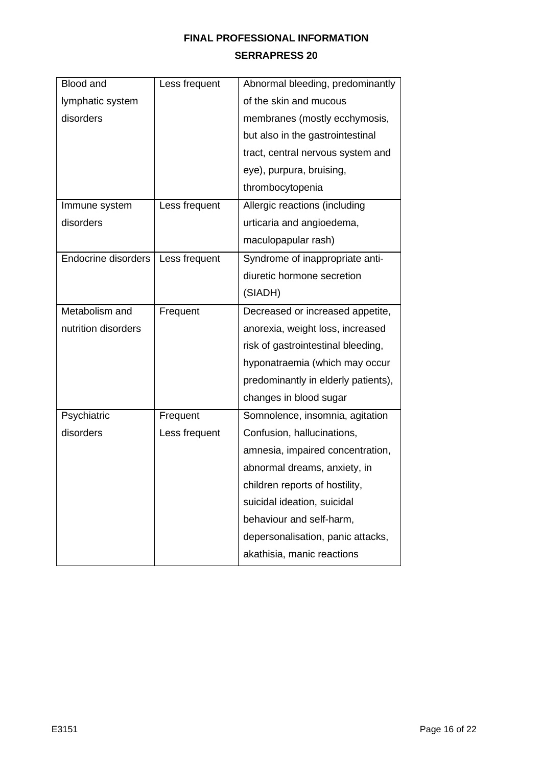| | | |
|---|---|---|
| Blood and lymphatic system disorders | Less frequent | Abnormal bleeding, predominantly of the skin and mucous membranes (mostly ecchymosis, but also in the gastrointestinal tract, central nervous system and eye), purpura, bruising, thrombocytopenia |
| Immune system disorders | Less frequent | Allergic reactions (including urticaria and angioedema, maculopapular rash) |
| Endocrine disorders | Less frequent | Syndrome of inappropriate anti-diuretic hormone secretion (SIADH) |
| Metabolism and nutrition disorders | Frequent | Decreased or increased appetite, anorexia, weight loss, increased risk of gastrointestinal bleeding, hyponatraemia (which may occur predominantly in elderly patients), changes in blood sugar |
| Psychiatric disorders | Frequent | Somnolence, insomnia, agitation |
| | Less frequent | Confusion, hallucinations, amnesia, impaired concentration, abnormal dreams, anxiety, in children reports of hostility, suicidal ideation, suicidal behaviour and self-harm, depersonalisation, panic attacks, akathisia, manic reactions |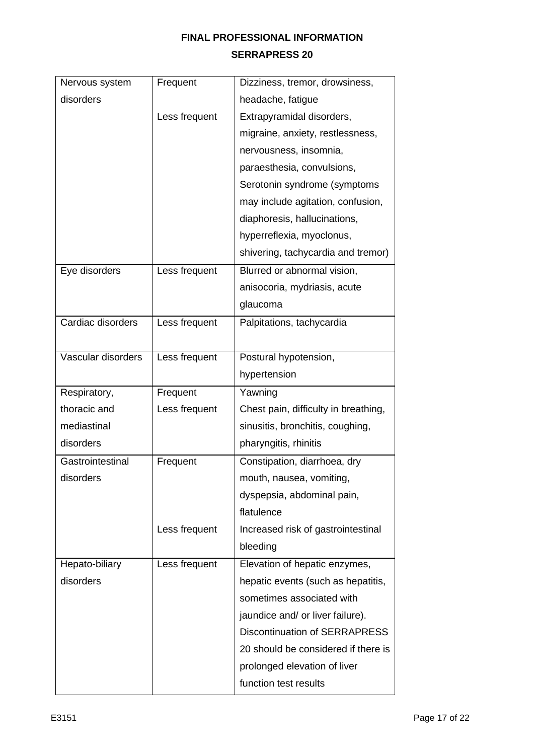| | | |
|---|---|---|
| Nervous system disorders | Frequent | Dizziness, tremor, drowsiness, headache, fatigue |
| | Less frequent | Extrapyramidal disorders, migraine, anxiety, restlessness, nervousness, insomnia, paraesthesia, convulsions, Serotonin syndrome (symptoms may include agitation, confusion, diaphoresis, hallucinations, hyperreflexia, myoclonus, shivering, tachycardia and tremor) |
| Eye disorders | Less frequent | Blurred or abnormal vision, anisocoria, mydriasis, acute glaucoma |
| Cardiac disorders | Less frequent | Palpitations, tachycardia |
| Vascular disorders | Less frequent | Postural hypotension, hypertension |
| Respiratory, thoracic and mediastinal disorders | Frequent | Yawning |
| | Less frequent | Chest pain, difficulty in breathing, sinusitis, bronchitis, coughing, pharyngitis, rhinitis |
| Gastrointestinal disorders | Frequent | Constipation, diarrhoea, dry mouth, nausea, vomiting, dyspepsia, abdominal pain, flatulence |
| | Less frequent | Increased risk of gastrointestinal bleeding |
| Hepato-biliary disorders | Less frequent | Elevation of hepatic enzymes, hepatic events (such as hepatitis, sometimes associated with jaundice and/ or liver failure). Discontinuation of SERRAPRESS 20 should be considered if there is prolonged elevation of liver function test results |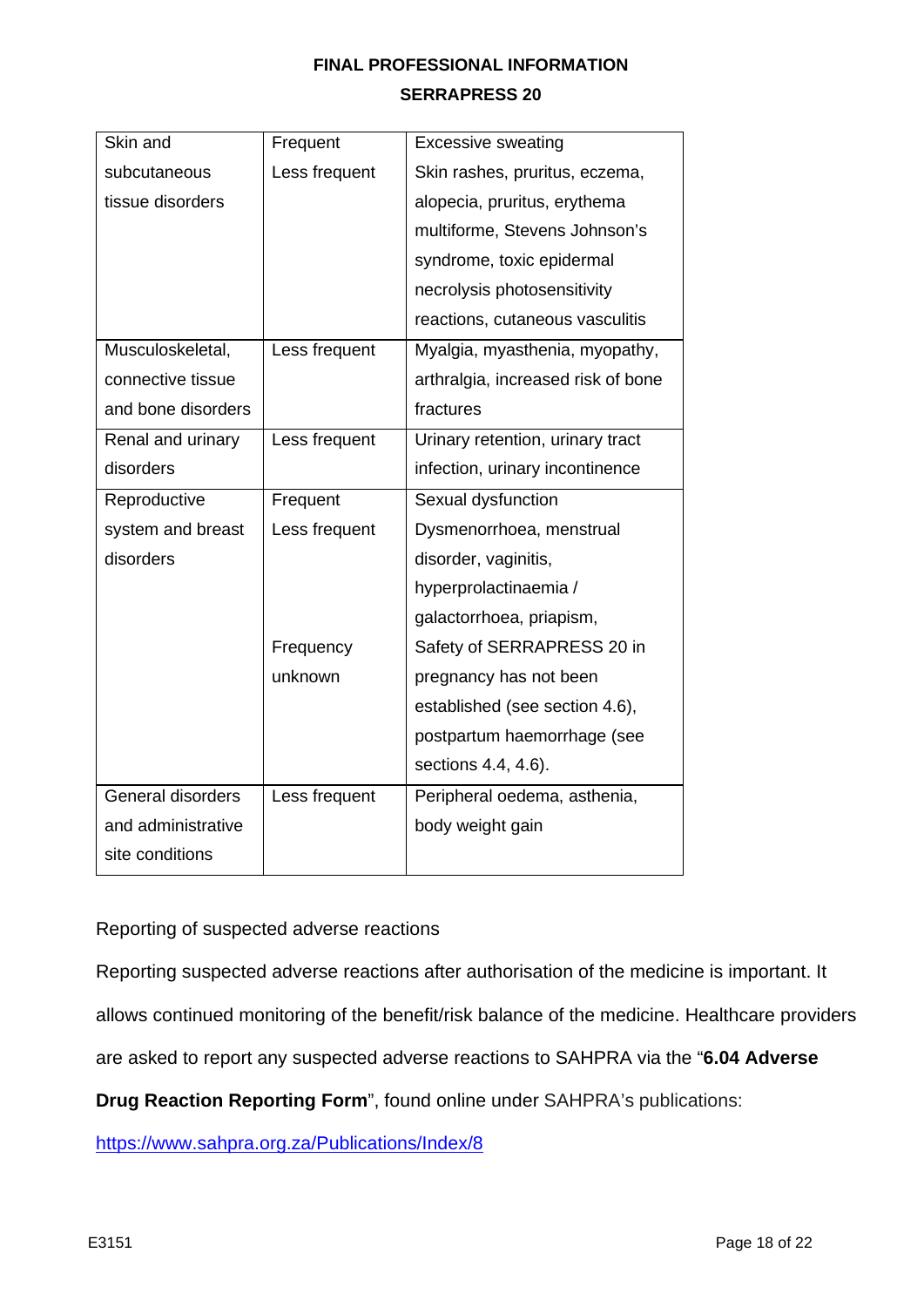| Skin and subcutaneous tissue disorders | Frequent | Excessive sweating |
|---|---|---|
| | Less frequent | Skin rashes, pruritus, eczema, alopecia, pruritus, erythema multiforme, Stevens Johnson's syndrome, toxic epidermal necrolysis photosensitivity reactions, cutaneous vasculitis |
| Musculoskeletal, connective tissue and bone disorders | Less frequent | Myalgia, myasthenia, myopathy, arthralgia, increased risk of bone fractures |
| Renal and urinary disorders | Less frequent | Urinary retention, urinary tract infection, urinary incontinence |
| Reproductive system and breast disorders | Frequent | Sexual dysfunction |
| | Less frequent | Dysmenorrhoea, menstrual disorder, vaginitis, hyperprolactinaemia / galactorrhoea, priapism, |
| | Frequency unknown | Safety of SERRAPRESS 20 in pregnancy has not been established (see section 4.6), postpartum haemorrhage (see sections 4.4, 4.6). |
| General disorders and administrative site conditions | Less frequent | Peripheral oedema, asthenia, body weight gain |

Reporting of suspected adverse reactions

Reporting suspected adverse reactions after authorisation of the medicine is important. It allows continued monitoring of the benefit/risk balance of the medicine. Healthcare providers are asked to report any suspected adverse reactions to SAHPRA via the "**6.04 Adverse Drug Reaction Reporting Form**", found online under SAHPRA's publications: https://www.sahpra.org.za/Publications/Index/8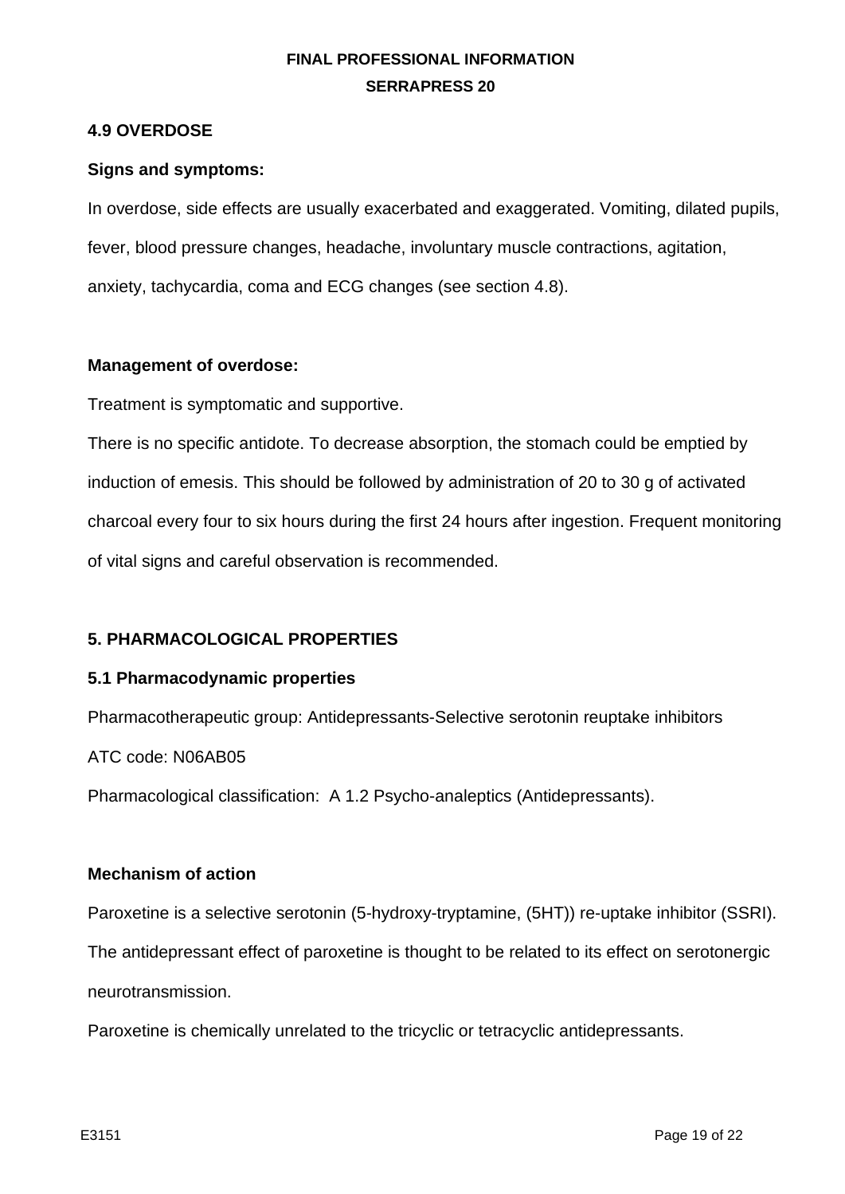## 4.9 OVERDOSE

**Signs and symptoms:**

In overdose, side effects are usually exacerbated and exaggerated. Vomiting, dilated pupils, fever, blood pressure changes, headache, involuntary muscle contractions, agitation, anxiety, tachycardia, coma and ECG changes (see section 4.8).

**Management of overdose:**

Treatment is symptomatic and supportive.

There is no specific antidote. To decrease absorption, the stomach could be emptied by induction of emesis. This should be followed by administration of 20 to 30 g of activated charcoal every four to six hours during the first 24 hours after ingestion. Frequent monitoring of vital signs and careful observation is recommended.

## 5. PHARMACOLOGICAL PROPERTIES

### 5.1 Pharmacodynamic properties

Pharmacotherapeutic group: Antidepressants-Selective serotonin reuptake inhibitors

ATC code: N06AB05

Pharmacological classification: A 1.2 Psycho-analeptics (Antidepressants).

**Mechanism of action**

Paroxetine is a selective serotonin (5-hydroxy-tryptamine, (5HT)) re-uptake inhibitor (SSRI). The antidepressant effect of paroxetine is thought to be related to its effect on serotonergic neurotransmission.

Paroxetine is chemically unrelated to the tricyclic or tetracyclic antidepressants.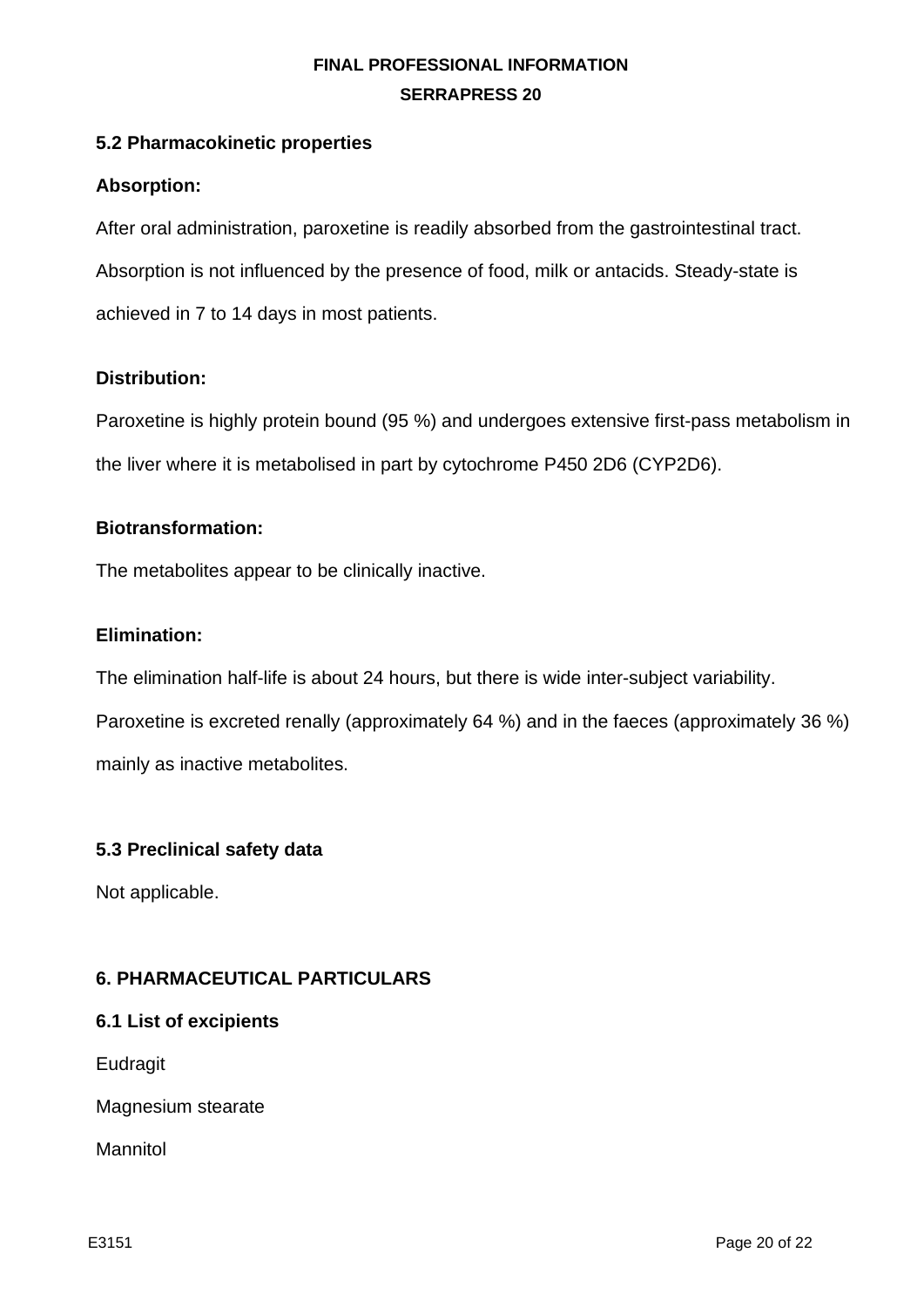### 5.2 Pharmacokinetic properties

**Absorption:**

After oral administration, paroxetine is readily absorbed from the gastrointestinal tract. Absorption is not influenced by the presence of food, milk or antacids. Steady-state is achieved in 7 to 14 days in most patients.

**Distribution:**

Paroxetine is highly protein bound (95 %) and undergoes extensive first-pass metabolism in the liver where it is metabolised in part by cytochrome P450 2D6 (CYP2D6).

**Biotransformation:**

The metabolites appear to be clinically inactive.

**Elimination:**

The elimination half-life is about 24 hours, but there is wide inter-subject variability. Paroxetine is excreted renally (approximately 64 %) and in the faeces (approximately 36 %) mainly as inactive metabolites.

### 5.3 Preclinical safety data

Not applicable.

## 6. PHARMACEUTICAL PARTICULARS

### 6.1 List of excipients

Eudragit

Magnesium stearate

Mannitol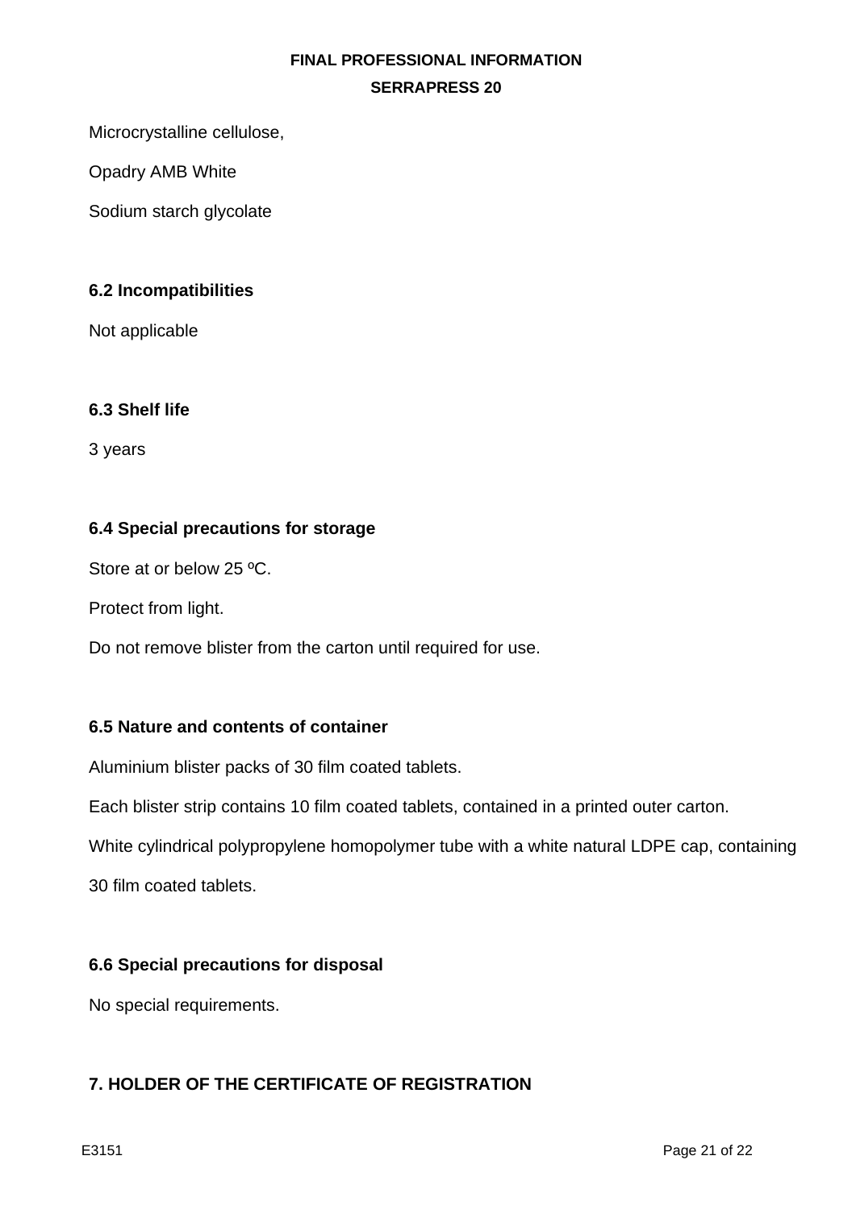Microcrystalline cellulose,

Opadry AMB White

Sodium starch glycolate

### 6.2 Incompatibilities

Not applicable

### 6.3 Shelf life

3 years

### 6.4 Special precautions for storage

Store at or below 25 ºC.

Protect from light.

Do not remove blister from the carton until required for use.

### 6.5 Nature and contents of container

Aluminium blister packs of 30 film coated tablets.

Each blister strip contains 10 film coated tablets, contained in a printed outer carton.

White cylindrical polypropylene homopolymer tube with a white natural LDPE cap, containing 30 film coated tablets.

### 6.6 Special precautions for disposal

No special requirements.

## 7. HOLDER OF THE CERTIFICATE OF REGISTRATION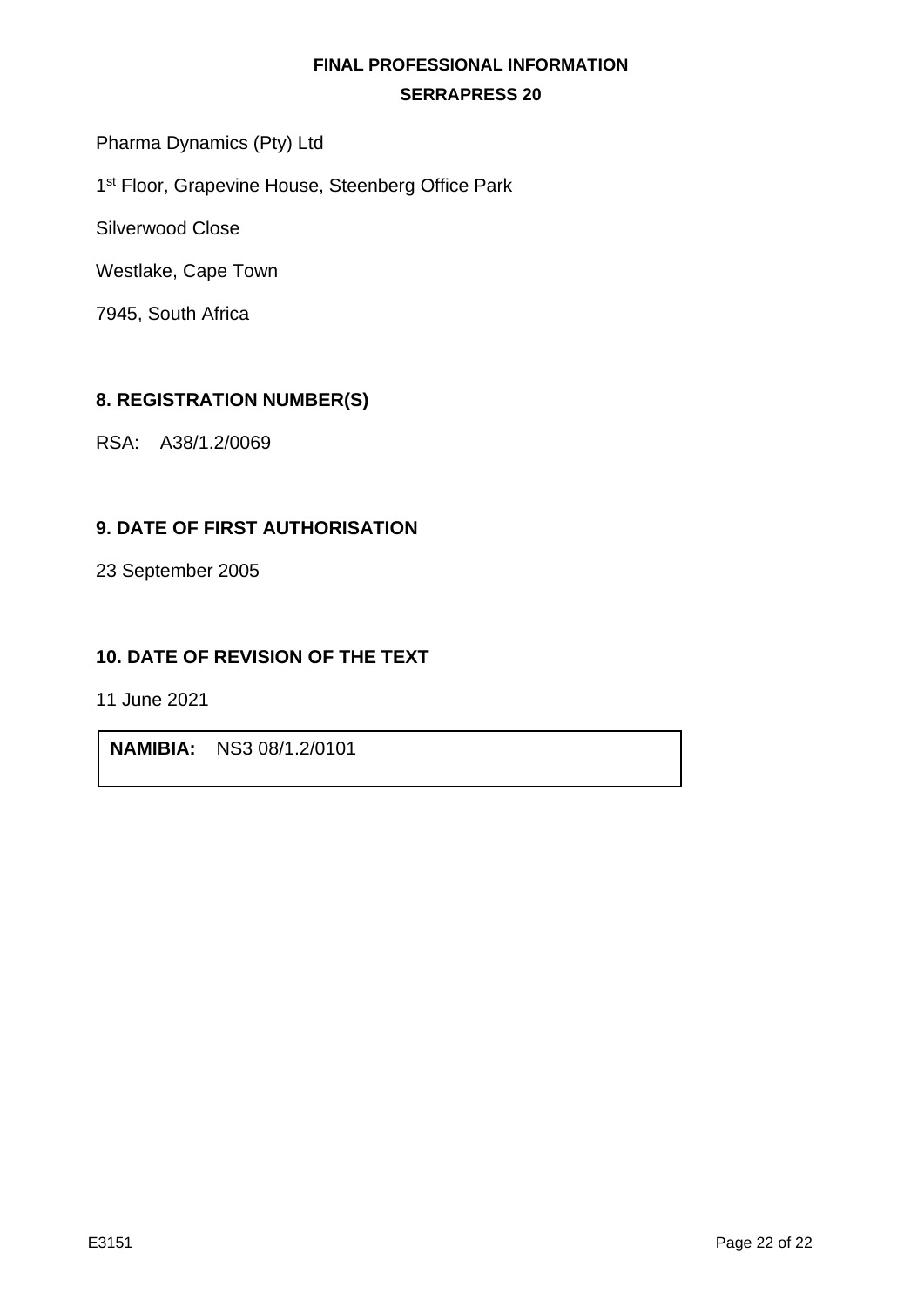**FINAL PROFESSIONAL INFORMATION**

**SERRAPRESS 20**

Pharma Dynamics (Pty) Ltd

1st Floor, Grapevine House, Steenberg Office Park

Silverwood Close

Westlake, Cape Town

7945, South Africa

## 8. REGISTRATION NUMBER(S)

RSA: A38/1.2/0069

## 9. DATE OF FIRST AUTHORISATION

23 September 2005

## 10. DATE OF REVISION OF THE TEXT

11 June 2021

**NAMIBIA:** NS3 08/1.2/0101

E3151